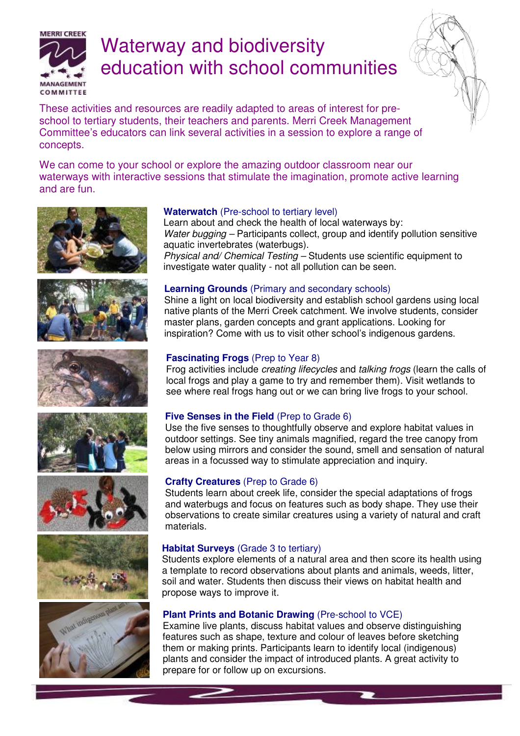# Waterway and biodiversity education with school communities

These activities and resources are readily adapted to areas of interest for pre-school to tertiary students, their teachers and parents. Merri Creek Management Committee's educators can link several activities in a session to explore a range of concepts.

We can come to your school or explore the amazing outdoor classroom near our waterways with interactive sessions that stimulate the imagination, promote active learning and are fun.

**Waterwatch** (Pre-school to tertiary level)
Learn about and check the health of local waterways by:
*Water bugging* – Participants collect, group and identify pollution sensitive aquatic invertebrates (waterbugs).
*Physical and/ Chemical Testing* – Students use scientific equipment to investigate water quality - not all pollution can be seen.

**Learning Grounds** (Primary and secondary schools)
Shine a light on local biodiversity and establish school gardens using local native plants of the Merri Creek catchment. We involve students, consider master plans, garden concepts and grant applications. Looking for inspiration? Come with us to visit other school's indigenous gardens.

**Fascinating Frogs** (Prep to Year 8)
Frog activities include *creating lifecycles* and *talking frogs* (learn the calls of local frogs and play a game to try and remember them). Visit wetlands to see where real frogs hang out or we can bring live frogs to your school.

**Five Senses in the Field** (Prep to Grade 6)
Use the five senses to thoughtfully observe and explore habitat values in outdoor settings. See tiny animals magnified, regard the tree canopy from below using mirrors and consider the sound, smell and sensation of natural areas in a focussed way to stimulate appreciation and inquiry.

**Crafty Creatures** (Prep to Grade 6)
Students learn about creek life, consider the special adaptations of frogs and waterbugs and focus on features such as body shape. They use their observations to create similar creatures using a variety of natural and craft materials.

**Habitat Surveys** (Grade 3 to tertiary)
Students explore elements of a natural area and then score its health using a template to record observations about plants and animals, weeds, litter, soil and water. Students then discuss their views on habitat health and propose ways to improve it.

**Plant Prints and Botanic Drawing** (Pre-school to VCE)
Examine live plants, discuss habitat values and observe distinguishing features such as shape, texture and colour of leaves before sketching them or making prints. Participants learn to identify local (indigenous) plants and consider the impact of introduced plants. A great activity to prepare for or follow up on excursions.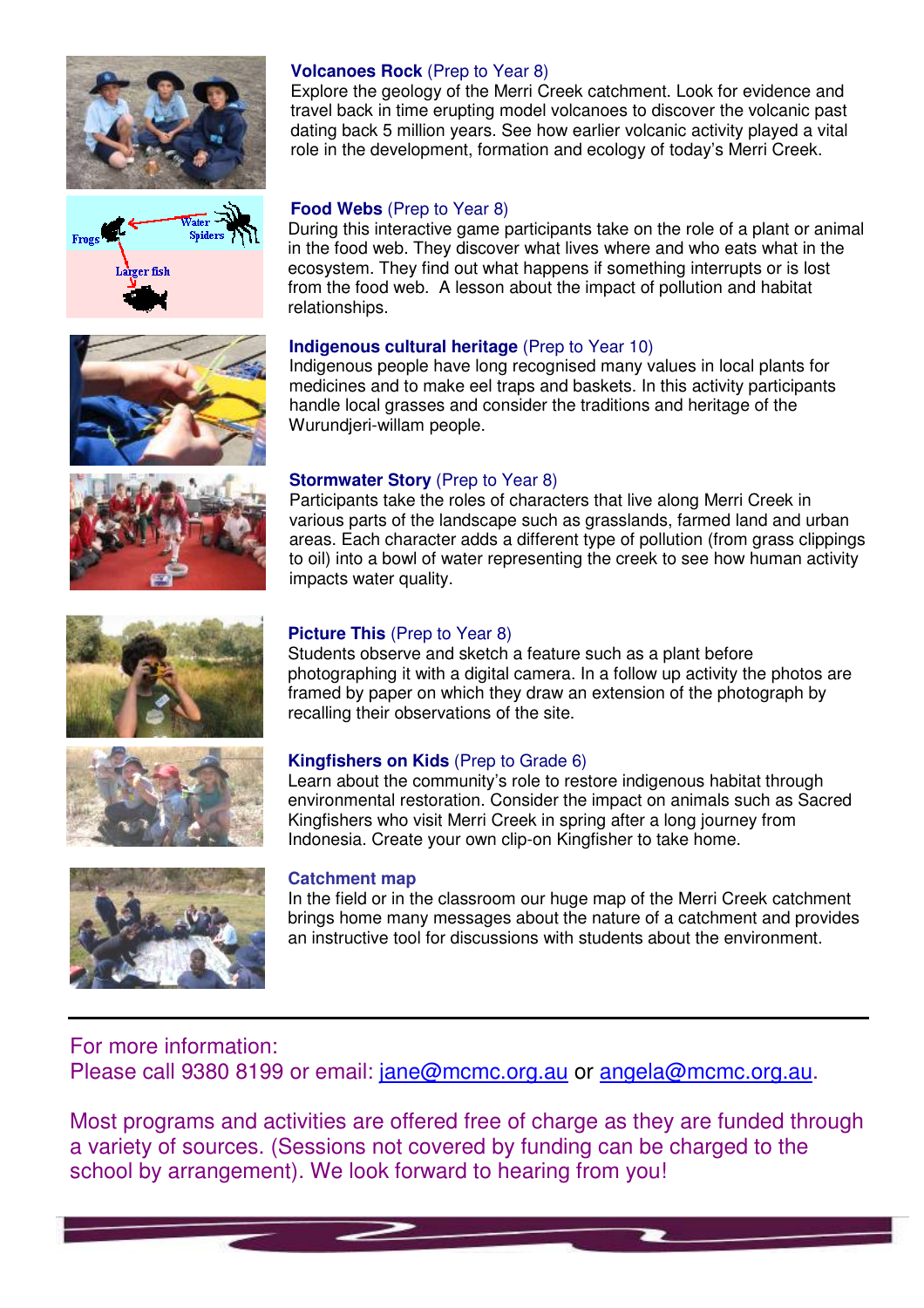**Volcanoes Rock** (Prep to Year 8)
Explore the geology of the Merri Creek catchment. Look for evidence and travel back in time erupting model volcanoes to discover the volcanic past dating back 5 million years. See how earlier volcanic activity played a vital role in the development, formation and ecology of today's Merri Creek.

**Food Webs** (Prep to Year 8)
During this interactive game participants take on the role of a plant or animal in the food web. They discover what lives where and who eats what in the ecosystem. They find out what happens if something interrupts or is lost from the food web. A lesson about the impact of pollution and habitat relationships.

**Indigenous cultural heritage** (Prep to Year 10)
Indigenous people have long recognised many values in local plants for medicines and to make eel traps and baskets. In this activity participants handle local grasses and consider the traditions and heritage of the Wurundjeri-willam people.

**Stormwater Story** (Prep to Year 8)
Participants take the roles of characters that live along Merri Creek in various parts of the landscape such as grasslands, farmed land and urban areas. Each character adds a different type of pollution (from grass clippings to oil) into a bowl of water representing the creek to see how human activity impacts water quality.

**Picture This** (Prep to Year 8)
Students observe and sketch a feature such as a plant before photographing it with a digital camera. In a follow up activity the photos are framed by paper on which they draw an extension of the photograph by recalling their observations of the site.

**Kingfishers on Kids** (Prep to Grade 6)
Learn about the community's role to restore indigenous habitat through environmental restoration. Consider the impact on animals such as Sacred Kingfishers who visit Merri Creek in spring after a long journey from Indonesia. Create your own clip-on Kingfisher to take home.

**Catchment map**
In the field or in the classroom our huge map of the Merri Creek catchment brings home many messages about the nature of a catchment and provides an instructive tool for discussions with students about the environment.

---

For more information:
Please call 9380 8199 or email: jane@mcmc.org.au or angela@mcmc.org.au.

Most programs and activities are offered free of charge as they are funded through a variety of sources. (Sessions not covered by funding can be charged to the school by arrangement). We look forward to hearing from you!